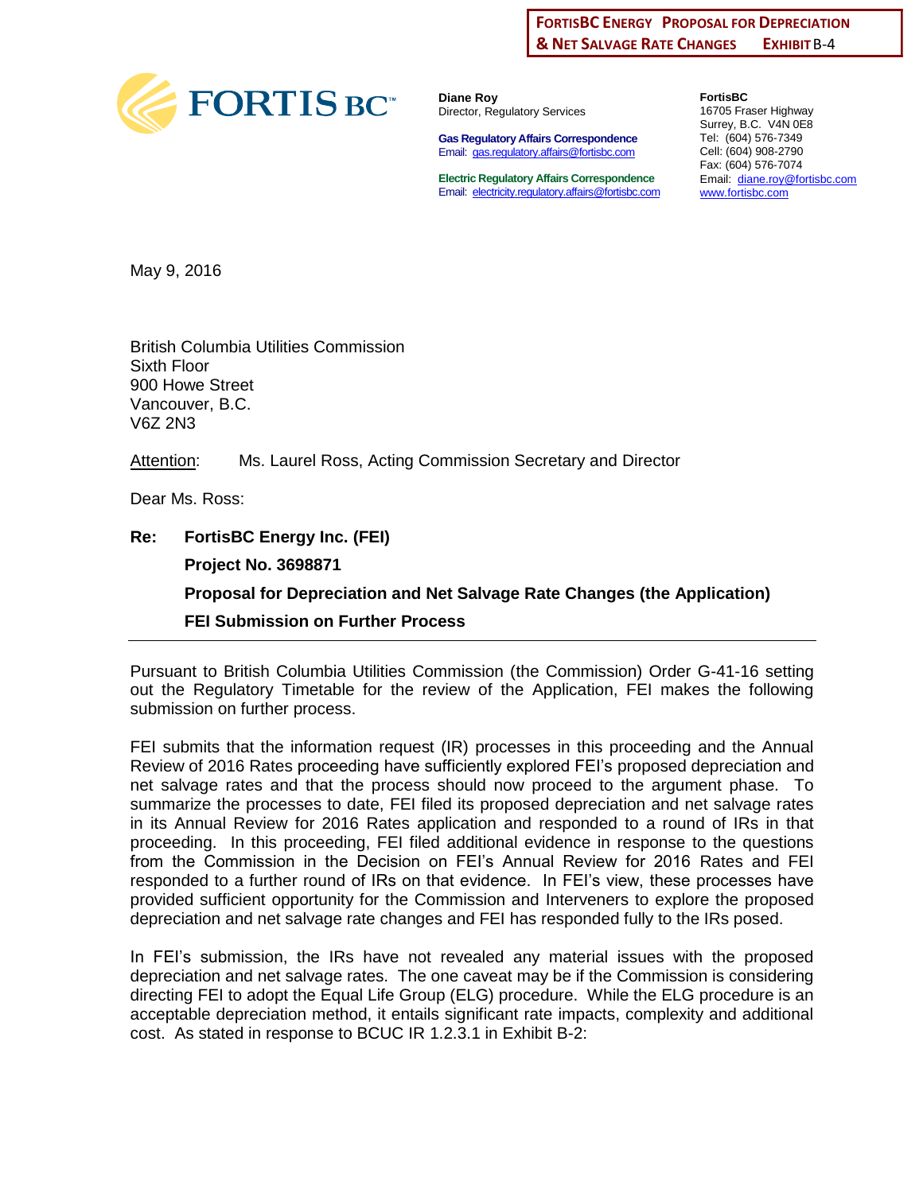FORTISBC ENERGY PROPOSAL FOR DEPRECIATION & NET SALVAGE RATE CHANGES EXHIBIT B-4

**Diane Roy**
Director, Regulatory Services

**Gas Regulatory Affairs Correspondence**
Email: gas.regulatory.affairs@fortisbc.com

**Electric Regulatory Affairs Correspondence**
Email: electricity.regulatory.affairs@fortisbc.com

**FortisBC**
16705 Fraser Highway
Surrey, B.C. V4N 0E8
Tel: (604) 576-7349
Cell: (604) 908-2790
Fax: (604) 576-7074
Email: diane.roy@fortisbc.com
www.fortisbc.com

May 9, 2016

British Columbia Utilities Commission
Sixth Floor
900 Howe Street
Vancouver, B.C.
V6Z 2N3

Attention: Ms. Laurel Ross, Acting Commission Secretary and Director

Dear Ms. Ross:

**Re: FortisBC Energy Inc. (FEI)**

**Project No. 3698871**

**Proposal for Depreciation and Net Salvage Rate Changes (the Application)**

**FEI Submission on Further Process**

---

Pursuant to British Columbia Utilities Commission (the Commission) Order G-41-16 setting out the Regulatory Timetable for the review of the Application, FEI makes the following submission on further process.

FEI submits that the information request (IR) processes in this proceeding and the Annual Review of 2016 Rates proceeding have sufficiently explored FEI's proposed depreciation and net salvage rates and that the process should now proceed to the argument phase. To summarize the processes to date, FEI filed its proposed depreciation and net salvage rates in its Annual Review for 2016 Rates application and responded to a round of IRs in that proceeding. In this proceeding, FEI filed additional evidence in response to the questions from the Commission in the Decision on FEI's Annual Review for 2016 Rates and FEI responded to a further round of IRs on that evidence. In FEI's view, these processes have provided sufficient opportunity for the Commission and Interveners to explore the proposed depreciation and net salvage rate changes and FEI has responded fully to the IRs posed.

In FEI's submission, the IRs have not revealed any material issues with the proposed depreciation and net salvage rates. The one caveat may be if the Commission is considering directing FEI to adopt the Equal Life Group (ELG) procedure. While the ELG procedure is an acceptable depreciation method, it entails significant rate impacts, complexity and additional cost. As stated in response to BCUC IR 1.2.3.1 in Exhibit B-2: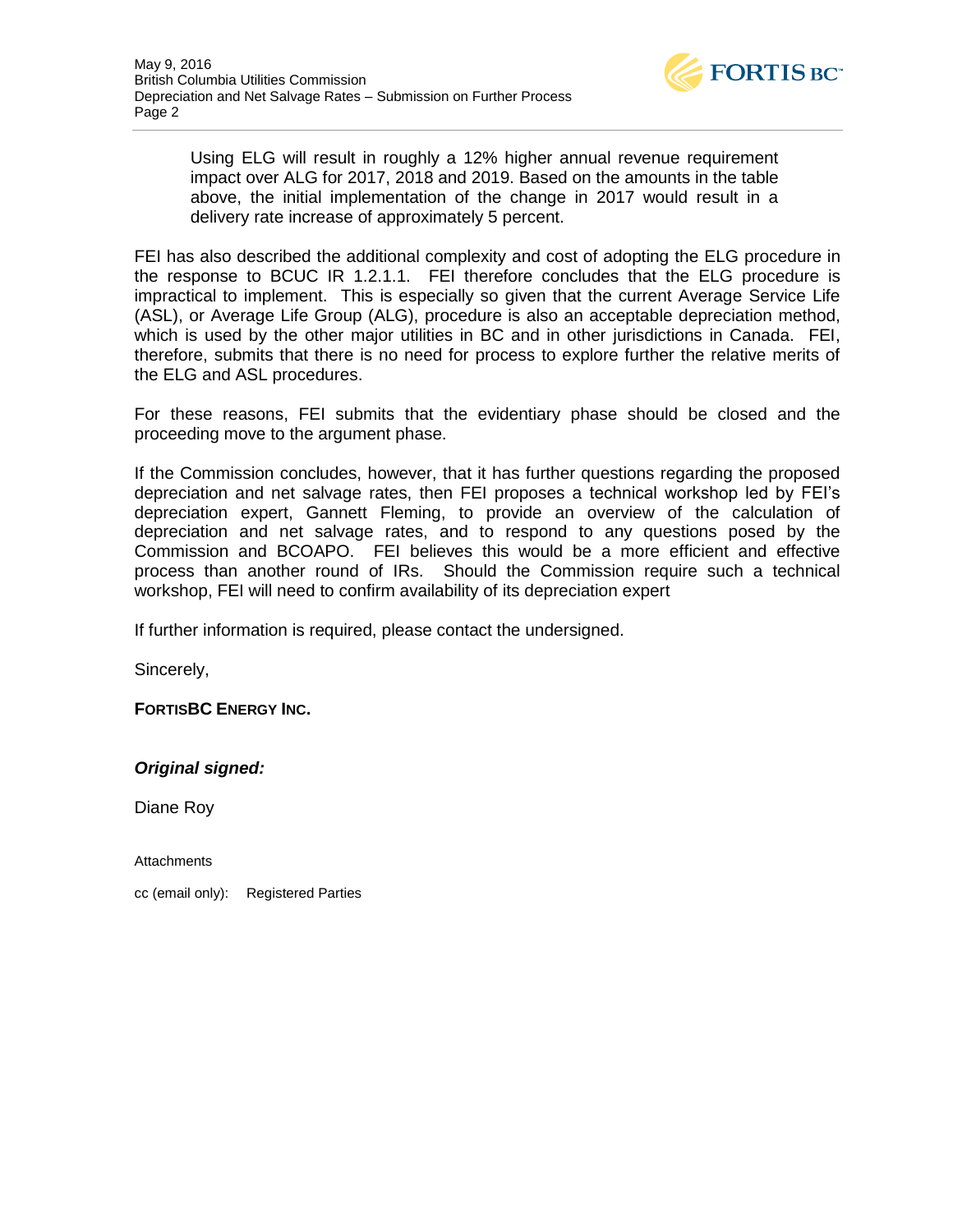> Using ELG will result in roughly a 12% higher annual revenue requirement impact over ALG for 2017, 2018 and 2019. Based on the amounts in the table above, the initial implementation of the change in 2017 would result in a delivery rate increase of approximately 5 percent.

FEI has also described the additional complexity and cost of adopting the ELG procedure in the response to BCUC IR 1.2.1.1. FEI therefore concludes that the ELG procedure is impractical to implement. This is especially so given that the current Average Service Life (ASL), or Average Life Group (ALG), procedure is also an acceptable depreciation method, which is used by the other major utilities in BC and in other jurisdictions in Canada. FEI, therefore, submits that there is no need for process to explore further the relative merits of the ELG and ASL procedures.

For these reasons, FEI submits that the evidentiary phase should be closed and the proceeding move to the argument phase.

If the Commission concludes, however, that it has further questions regarding the proposed depreciation and net salvage rates, then FEI proposes a technical workshop led by FEI's depreciation expert, Gannett Fleming, to provide an overview of the calculation of depreciation and net salvage rates, and to respond to any questions posed by the Commission and BCOAPO. FEI believes this would be a more efficient and effective process than another round of IRs. Should the Commission require such a technical workshop, FEI will need to confirm availability of its depreciation expert

If further information is required, please contact the undersigned.

Sincerely,

**FORTISBC ENERGY INC.**

***Original signed:***

Diane Roy

Attachments

cc (email only): Registered Parties